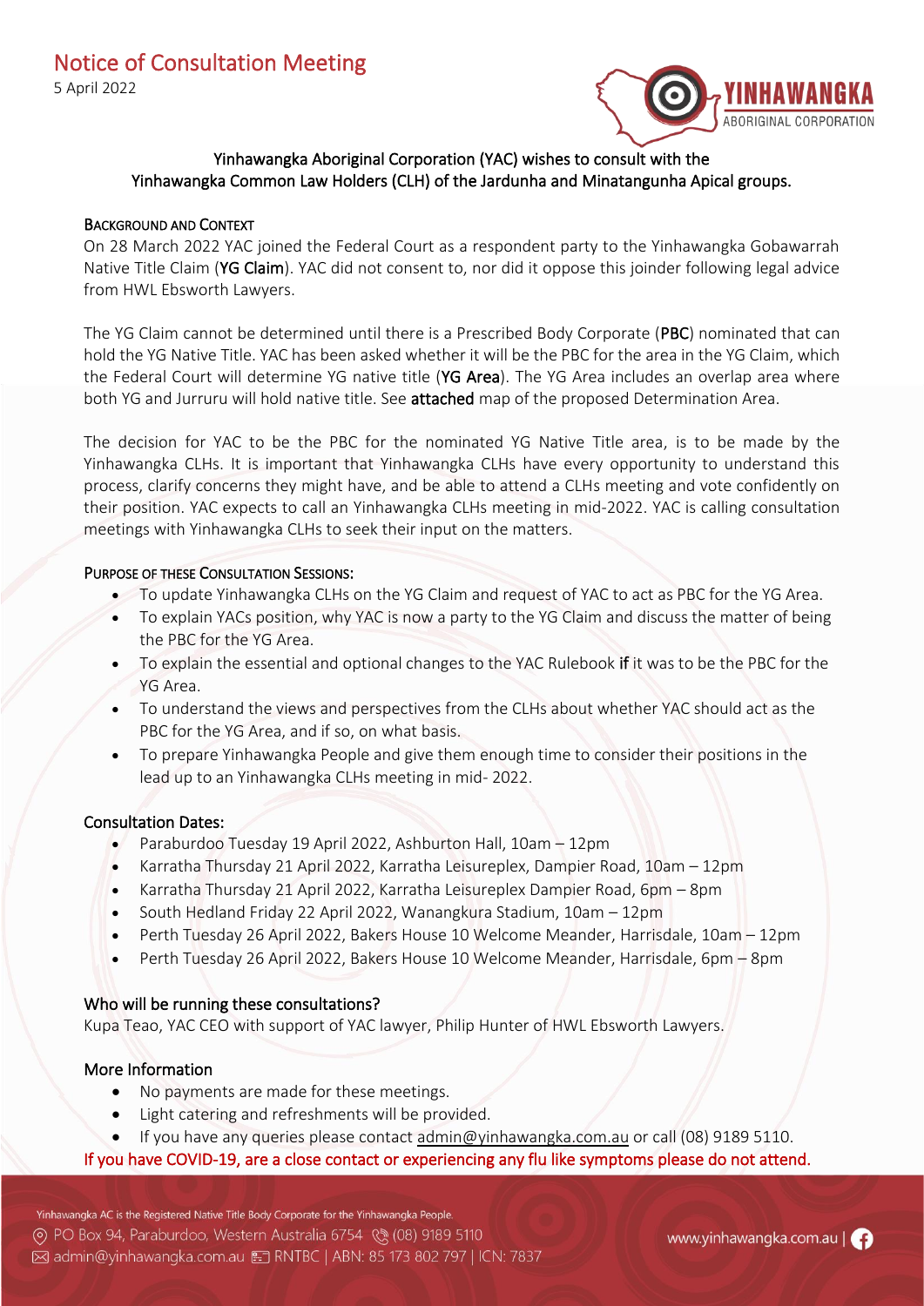# Notice of Consultation Meeting

5 April 2022

YINHAWANGKA ABORIGINAL CORPORATION

**Yinhawangka Aboriginal Corporation (YAC) wishes to consult with the Yinhawangka Common Law Holders (CLH) of the Jardunha and Minatangunha Apical groups.**

## Background and Context

On 28 March 2022 YAC joined the Federal Court as a respondent party to the Yinhawangka Gobawarrah Native Title Claim (**YG Claim**). YAC did not consent to, nor did it oppose this joinder following legal advice from HWL Ebsworth Lawyers.

The YG Claim cannot be determined until there is a Prescribed Body Corporate (**PBC**) nominated that can hold the YG Native Title. YAC has been asked whether it will be the PBC for the area in the YG Claim, which the Federal Court will determine YG native title (**YG Area**). The YG Area includes an overlap area where both YG and Jurruru will hold native title. See **attached** map of the proposed Determination Area.

The decision for YAC to be the PBC for the nominated YG Native Title area, is to be made by the Yinhawangka CLHs. It is important that Yinhawangka CLHs have every opportunity to understand this process, clarify concerns they might have, and be able to attend a CLHs meeting and vote confidently on their position. YAC expects to call an Yinhawangka CLHs meeting in mid-2022. YAC is calling consultation meetings with Yinhawangka CLHs to seek their input on the matters.

## Purpose of these Consultation Sessions:

- To update Yinhawangka CLHs on the YG Claim and request of YAC to act as PBC for the YG Area.
- To explain YACs position, why YAC is now a party to the YG Claim and discuss the matter of being the PBC for the YG Area.
- To explain the essential and optional changes to the YAC Rulebook **if** it was to be the PBC for the YG Area.
- To understand the views and perspectives from the CLHs about whether YAC should act as the PBC for the YG Area, and if so, on what basis.
- To prepare Yinhawangka People and give them enough time to consider their positions in the lead up to an Yinhawangka CLHs meeting in mid- 2022.

## Consultation Dates:

- Paraburdoo Tuesday 19 April 2022, Ashburton Hall, 10am – 12pm
- Karratha Thursday 21 April 2022, Karratha Leisureplex, Dampier Road, 10am – 12pm
- Karratha Thursday 21 April 2022, Karratha Leisureplex Dampier Road, 6pm – 8pm
- South Hedland Friday 22 April 2022, Wanangkura Stadium, 10am – 12pm
- Perth Tuesday 26 April 2022, Bakers House 10 Welcome Meander, Harrisdale, 10am – 12pm
- Perth Tuesday 26 April 2022, Bakers House 10 Welcome Meander, Harrisdale, 6pm – 8pm

## Who will be running these consultations?

Kupa Teao, YAC CEO with support of YAC lawyer, Philip Hunter of HWL Ebsworth Lawyers.

## More Information

- No payments are made for these meetings.
- Light catering and refreshments will be provided.
- If you have any queries please contact admin@yinhawangka.com.au or call (08) 9189 5110.

**If you have COVID-19, are a close contact or experiencing any flu like symptoms please do not attend.**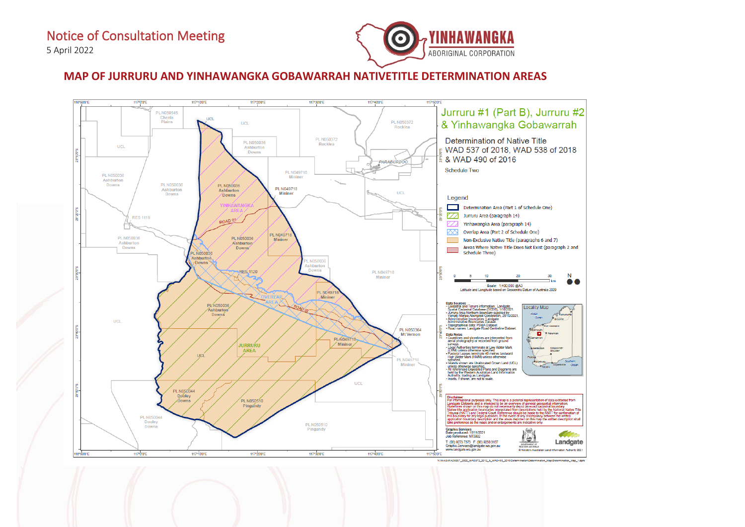Notice of Consultation Meeting

5 April 2022

YINHAWANGKA ABORIGINAL CORPORATION

## MAP OF JURRURU AND YINHAWANGKA GOBAWARRAH NATIVETITLE DETERMINATION AREAS

Jurruru #1 (Part B), Jurruru #2 & Yinhawangka Gobawarrah

Determination of Native Title
WAD 537 of 2018, WAD 538 of 2018 & WAD 490 of 2016

Schedule Two

Legend

- Determination Area (Part 1 of Schedule One)
- Jurruru Area (paragraph 14)
- Yinhawangka Area (paragraph 14)
- Overlap Area (Part 2 of Schedule One)
- Non-Exclusive Native Title (paragraphs 6 and 7)
- Areas Where Native Title Does Not Exist (paragraph 2 and Schedule Three)

Scale: 1:400,000 @A3

Latitude and Longitude based on Geocentric Datum of Australia 2020

Data Sources
- Cadastral and Tenure information: Landgate Spatial Cadastral Database (SCDB), 1/10/2021.
- Jurruru Area Northern Boundary supplied by Yamatji Marlpa Aboriginal Corporation, 25/10/2021.
- Administrative boundaries: Landgate Administrative Boundaries Dataset.
- Topographical data: PSMA Dataset.
- Road names: Landgate Road Centreline Dataset.

Data Notes
- Coastlines and shorelines are interpreted from aerial photography or recorded from ground surveys.
- Local Authorities terminate at Low Water Mark (LWM) unless otherwise specified.
- Pastoral Leases terminate 40 metres landward High Water Mark (HWM) unless otherwise specified.
- Islands shown are Unallocated Crown Land (UCL) unless otherwise specified.
- All referenced Deposited Plans and Diagrams are held by the Western Australian Land Information Authority trading as Landgate.
- Insets, if shown, are not to scale.

Disclaimer
For informational purposes only. This map is a pictorial representation of data extracted from Landgate Datasets and is intended to be an overview of general geospatial information. Native title application boundaries interpolated from descriptions held by the National Native Title Tribunal (NNTT) and Federal Court. Reference should be made to the NNTT for confirmation of this boundary for any legal purposes. In the event of any discrepancy between the written application boundary description and the areas depicted on this map the written description shall take preference as the maps and/or enlargements are indicative only.

Graphic Services
Date produced: 10/11/2021
Job Reference: NT3802
T: (08) 9273 7373 F: (08) 9250 3187
Graphic.Services@landgate.wa.gov.au
www.landgate.wa.gov.au

© Western Australian Land Information Authority 2021